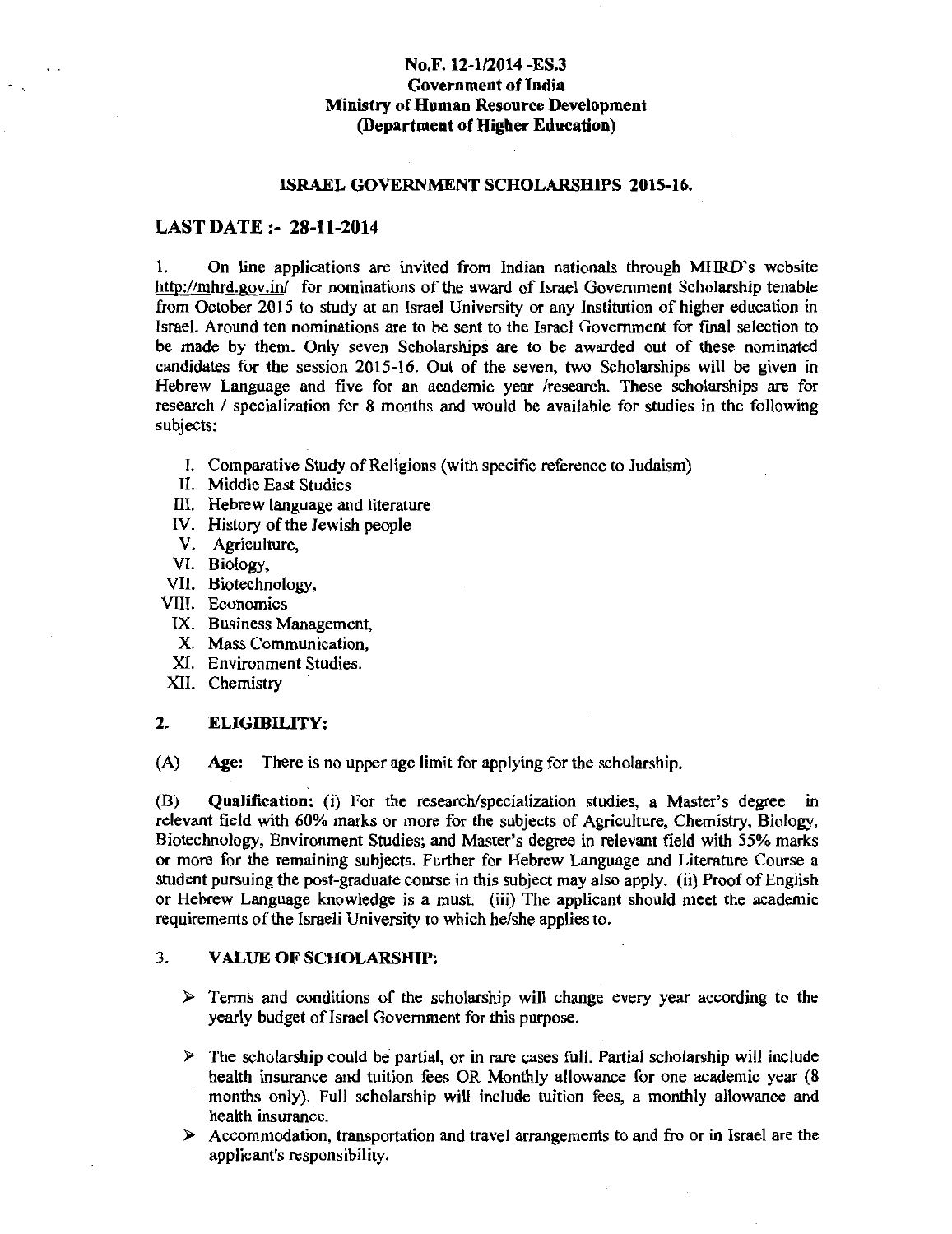**No.F. 12-1/2014 -ES.3**
**Government of India**
**Ministry of Human Resource Development**
**(Department of Higher Education)**

**ISRAEL GOVERNMENT SCHOLARSHIPS 2015-16.**

## LAST DATE :- 28-11-2014

1. On line applications are invited from Indian nationals through MHRD's website http://mhrd.gov.in/ for nominations of the award of Israel Government Scholarship tenable from October 2015 to study at an Israel University or any Institution of higher education in Israel. Around ten nominations are to be sent to the Israel Government for final selection to be made by them. Only seven Scholarships are to be awarded out of these nominated candidates for the session 2015-16. Out of the seven, two Scholarships will be given in Hebrew Language and five for an academic year /research. These scholarships are for research / specialization for 8 months and would be available for studies in the following subjects:

I. Comparative Study of Religions (with specific reference to Judaism)
II. Middle East Studies
III. Hebrew language and literature
IV. History of the Jewish people
V. Agriculture,
VI. Biology,
VII. Biotechnology,
VIII. Economics
IX. Business Management,
X. Mass Communication,
XI. Environment Studies.
XII. Chemistry

### 2. ELIGIBILITY:

(A) **Age:** There is no upper age limit for applying for the scholarship.

(B) **Qualification:** (i) For the research/specialization studies, a Master's degree in relevant field with 60% marks or more for the subjects of Agriculture, Chemistry, Biology, Biotechnology, Environment Studies; and Master's degree in relevant field with 55% marks or more for the remaining subjects. Further for Hebrew Language and Literature Course a student pursuing the post-graduate course in this subject may also apply. (ii) Proof of English or Hebrew Language knowledge is a must. (iii) The applicant should meet the academic requirements of the Israeli University to which he/she applies to.

### 3. VALUE OF SCHOLARSHIP:

- Terms and conditions of the scholarship will change every year according to the yearly budget of Israel Government for this purpose.
- The scholarship could be partial, or in rare cases full. Partial scholarship will include health insurance and tuition fees OR Monthly allowance for one academic year (8 months only). Full scholarship will include tuition fees, a monthly allowance and health insurance.
- Accommodation, transportation and travel arrangements to and fro or in Israel are the applicant's responsibility.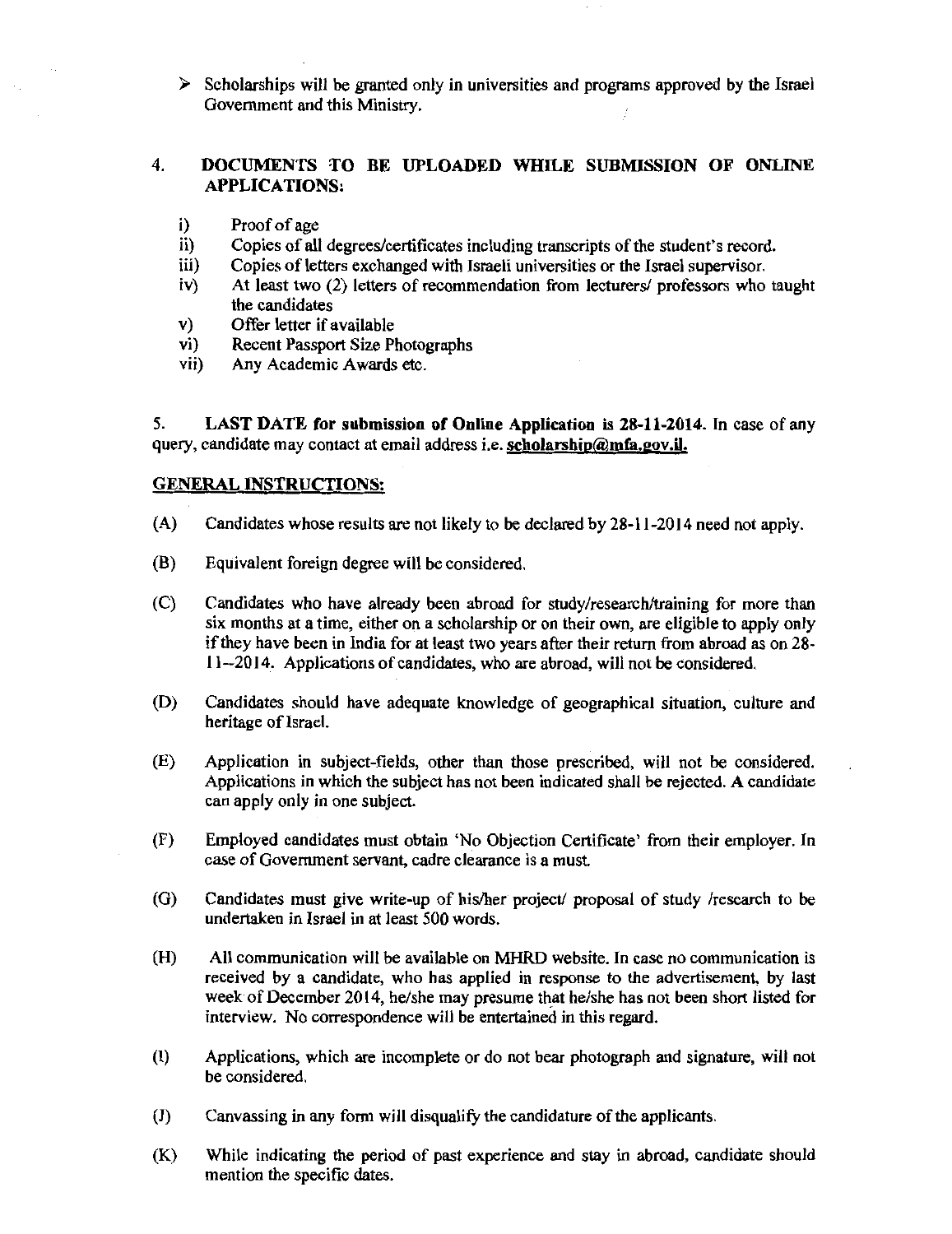- Scholarships will be granted only in universities and programs approved by the Israel Government and this Ministry.

## 4. DOCUMENTS TO BE UPLOADED WHILE SUBMISSION OF ONLINE APPLICATIONS:

i) Proof of age
ii) Copies of all degrees/certificates including transcripts of the student's record.
iii) Copies of letters exchanged with Israeli universities or the Israel supervisor.
iv) At least two (2) letters of recommendation from lecturers/ professors who taught the candidates
v) Offer letter if available
vi) Recent Passport Size Photographs
vii) Any Academic Awards etc.

5. **LAST DATE for submission of Online Application is 28-11-2014.** In case of any query, candidate may contact at email address i.e. **scholarship@mfa.gov.il.**

## GENERAL INSTRUCTIONS:

(A) Candidates whose results are not likely to be declared by 28-11-2014 need not apply.

(B) Equivalent foreign degree will be considered.

(C) Candidates who have already been abroad for study/research/training for more than six months at a time, either on a scholarship or on their own, are eligible to apply only if they have been in India for at least two years after their return from abroad as on 28-11–2014. Applications of candidates, who are abroad, will not be considered.

(D) Candidates should have adequate knowledge of geographical situation, culture and heritage of Israel.

(E) Application in subject-fields, other than those prescribed, will not be considered. Applications in which the subject has not been indicated shall be rejected. A candidate can apply only in one subject.

(F) Employed candidates must obtain 'No Objection Certificate' from their employer. In case of Government servant, cadre clearance is a must.

(G) Candidates must give write-up of his/her project/ proposal of study /research to be undertaken in Israel in at least 500 words.

(H) All communication will be available on MHRD website. In case no communication is received by a candidate, who has applied in response to the advertisement, by last week of December 2014, he/she may presume that he/she has not been short listed for interview. No correspondence will be entertained in this regard.

(I) Applications, which are incomplete or do not bear photograph and signature, will not be considered.

(J) Canvassing in any form will disqualify the candidature of the applicants.

(K) While indicating the period of past experience and stay in abroad, candidate should mention the specific dates.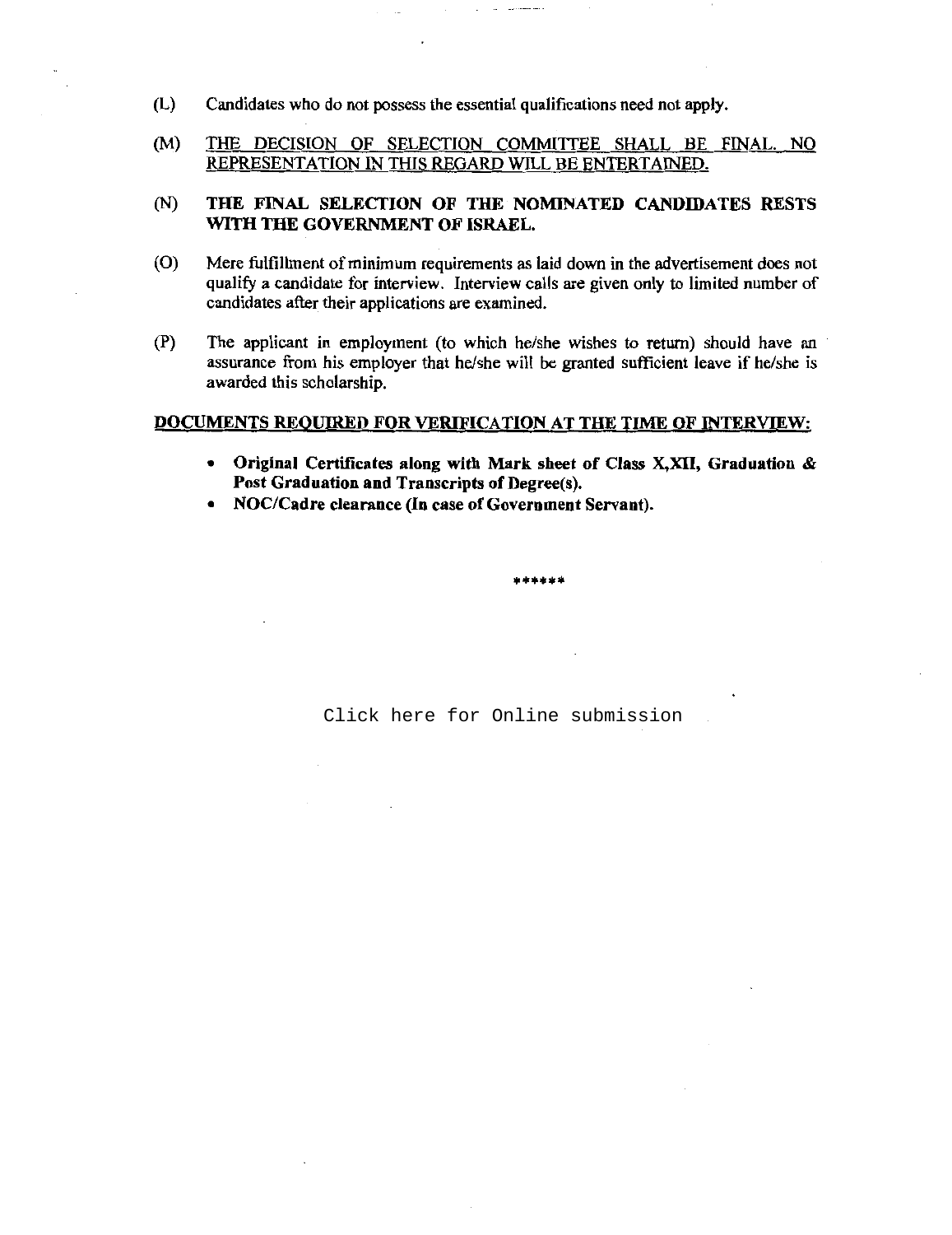(L) Candidates who do not possess the essential qualifications need not apply.

(M) THE DECISION OF SELECTION COMMITTEE SHALL BE FINAL. NO REPRESENTATION IN THIS REGARD WILL BE ENTERTAINED.

(N) **THE FINAL SELECTION OF THE NOMINATED CANDIDATES RESTS WITH THE GOVERNMENT OF ISRAEL.**

(O) Mere fulfillment of minimum requirements as laid down in the advertisement does not qualify a candidate for interview. Interview calls are given only to limited number of candidates after their applications are examined.

(P) The applicant in employment (to which he/she wishes to return) should have an assurance from his employer that he/she will be granted sufficient leave if he/she is awarded this scholarship.

**DOCUMENTS REQUIRED FOR VERIFICATION AT THE TIME OF INTERVIEW:**

- **Original Certificates along with Mark sheet of Class X,XII, Graduation & Post Graduation and Transcripts of Degree(s).**
- **NOC/Cadre clearance (In case of Government Servant).**

******

Click here for Online submission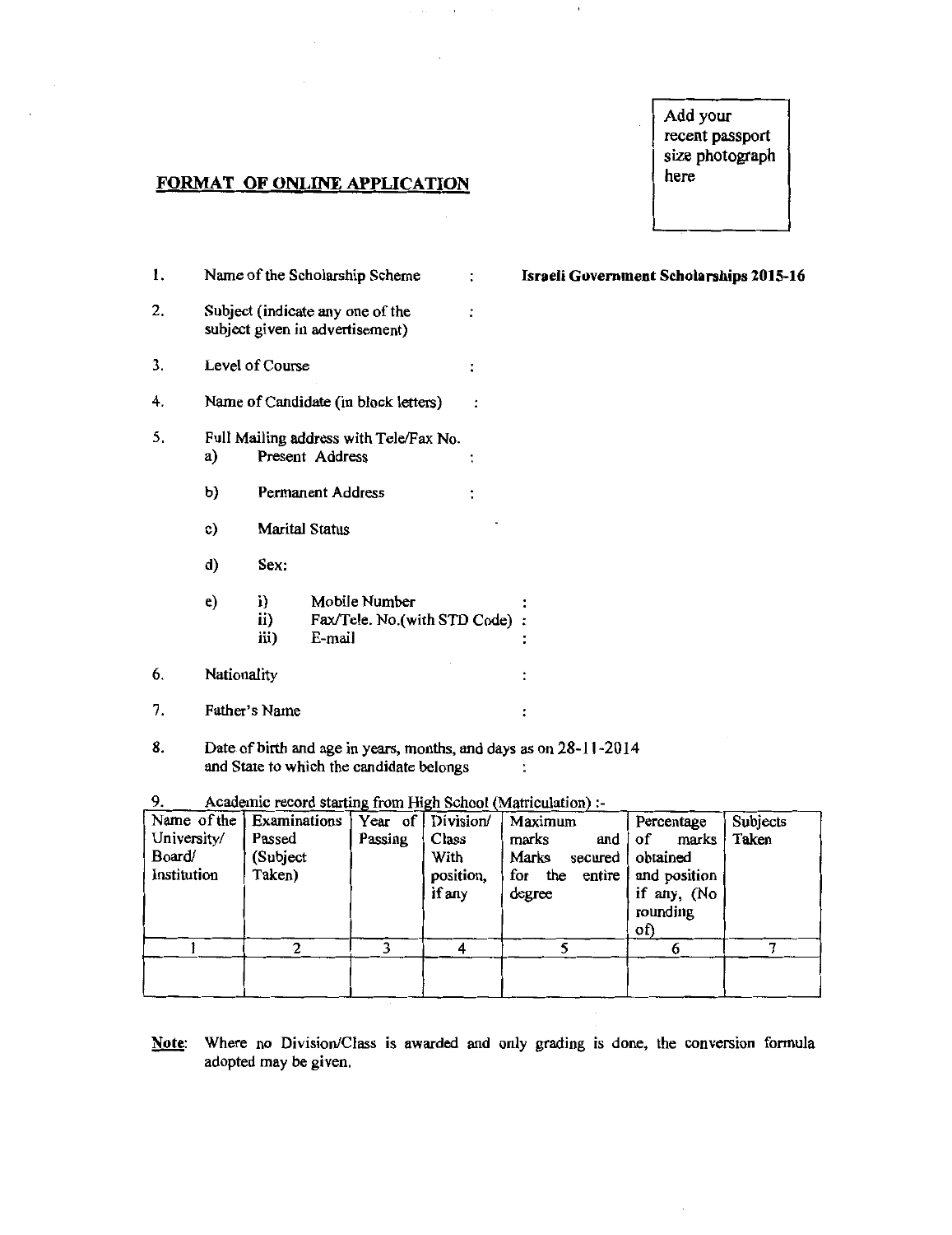Add your recent passport size photograph here

## FORMAT OF ONLINE APPLICATION

1. Name of the Scholarship Scheme : **Israeli Government Scholarships 2015-16**

2. Subject (indicate any one of the subject given in advertisement) :

3. Level of Course :

4. Name of Candidate (in block letters) :

5. Full Mailing address with Tele/Fax No.
   a) Present Address :
   
   b) Permanent Address :
   
   c) Marital Status
   
   d) Sex:
   
   e) i) Mobile Number :
      ii) Fax/Tele. No.(with STD Code) :
      iii) E-mail :

6. Nationality :

7. Father's Name :

8. Date of birth and age in years, months, and days as on 28-11-2014 and State to which the candidate belongs :

9. Academic record starting from High School (Matriculation) :-

| Name of the University/ Board/ Institution | Examinations Passed (Subject Taken) | Year of Passing | Division/ Class With position, if any | Maximum marks and Marks secured for the entire degree | Percentage of marks obtained and position if any, (No rounding of) | Subjects Taken |
|---|---|---|---|---|---|---|
| 1 | 2 | 3 | 4 | 5 | 6 | 7 |
| | | | | | | |

**Note**: Where no Division/Class is awarded and only grading is done, the conversion formula adopted may be given.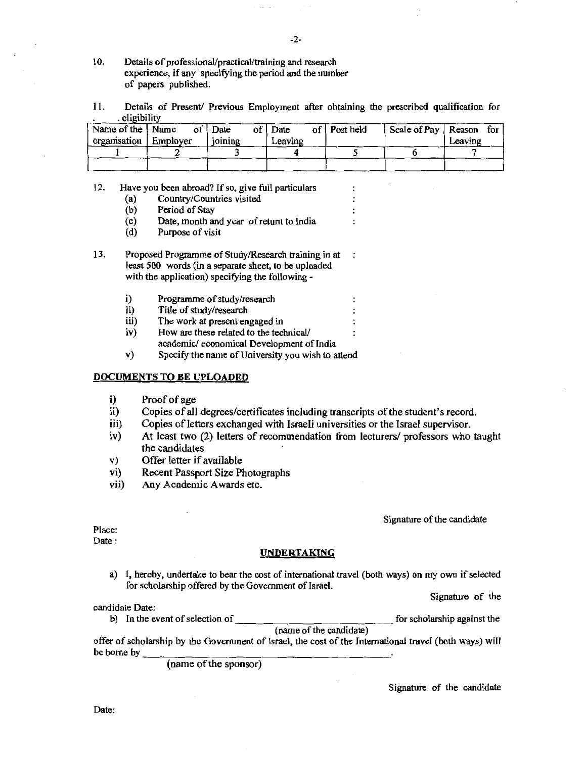10. Details of professional/practical/training and research experience, if any specifying the period and the number of papers published.

11. Details of Present/ Previous Employment after obtaining the prescribed qualification for . eligibility

| Name of the organisation | Name of Employer | Date of joining | Date of Leaving | Post held | Scale of Pay | Reason for Leaving |
|---|---|---|---|---|---|---|
| 1 | 2 | 3 | 4 | 5 | 6 | 7 |
| | | | | | | |

12. Have you been abroad? If so, give full particulars :
    - (a) Country/Countries visited :
    - (b) Period of Stay :
    - (c) Date, month and year of return to India :
    - (d) Purpose of visit

13. Proposed Programme of Study/Research training in at least 500 words (in a separate sheet, to be uploaded with the application) specifying the following - :
    - i) Programme of study/research :
    - ii) Title of study/research :
    - iii) The work at present engaged in :
    - iv) How are these related to the technical/ academic/ economical Development of India :
    - v) Specify the name of University you wish to attend

**DOCUMENTS TO BE UPLOADED**

- i) Proof of age
- ii) Copies of all degrees/certificates including transcripts of the student's record.
- iii) Copies of letters exchanged with Israeli universities or the Israel supervisor.
- iv) At least two (2) letters of recommendation from lecturers/ professors who taught the candidates
- v) Offer letter if available
- vi) Recent Passport Size Photographs
- vii) Any Academic Awards etc.

Signature of the candidate

Place:

Date :

**UNDERTAKING**

a) I, hereby, undertake to bear the cost of international travel (both ways) on my own if selected for scholarship offered by the Government of Israel.

Signature of the candidate Date:

b) In the event of selection of ______________________________ for scholarship against the
(name of the candidate)
offer of scholarship by the Government of Israel, the cost of the International travel (both ways) will be borne by ______________________________.
(name of the sponsor)

Signature of the candidate

Date: